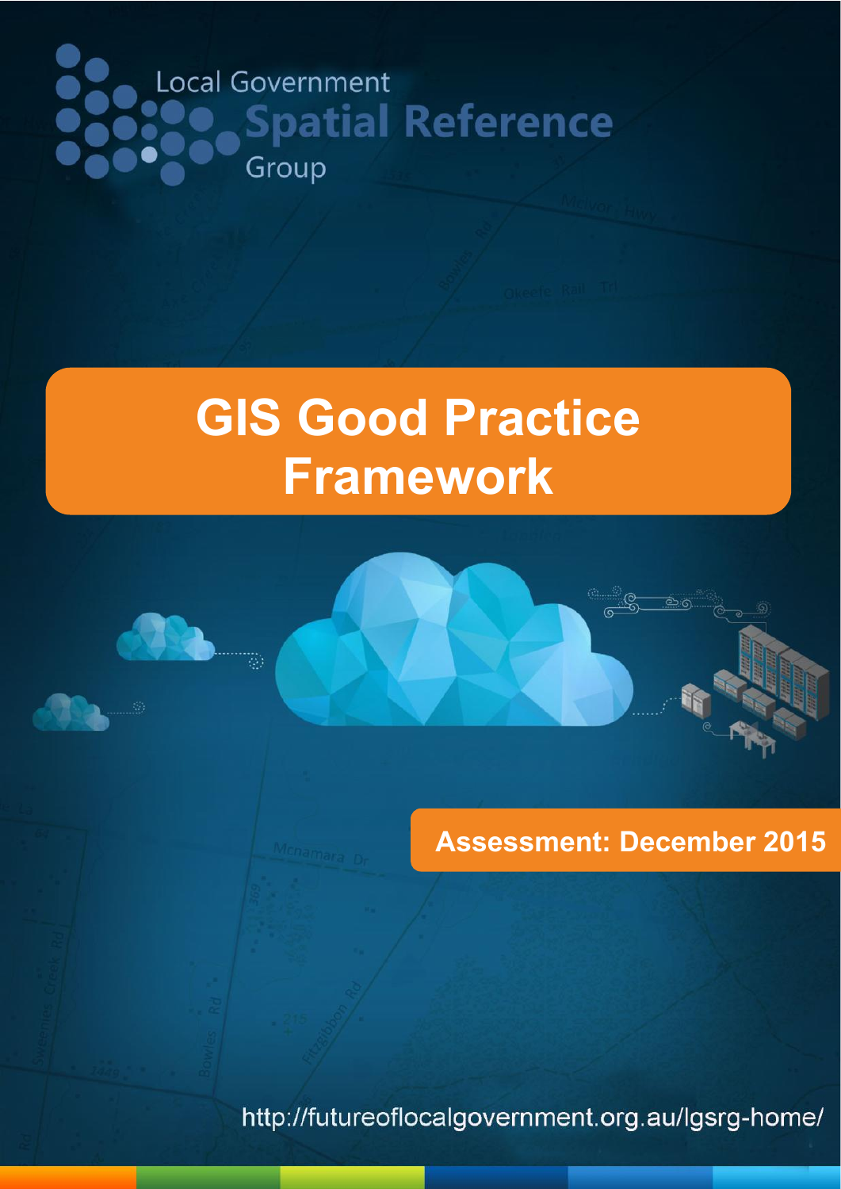Local Government
**Spatial Reference**
Group

# GIS Good Practice Framework

**Assessment: December 2015**

http://futureoflocalgovernment.org.au/lgsrg-home/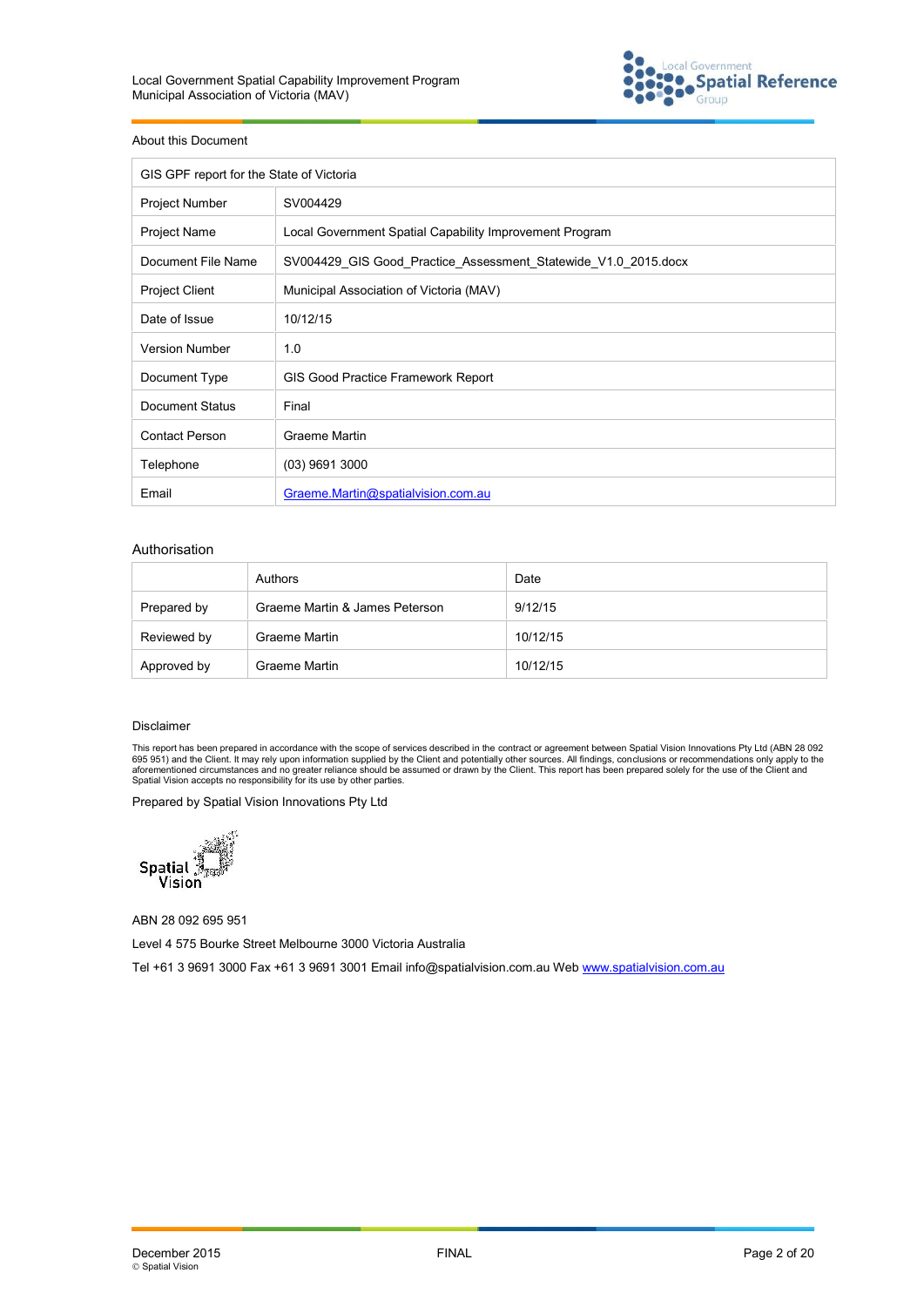About this Document

| GIS GPF report for the State of Victoria | |
|---|---|
| Project Number | SV004429 |
| Project Name | Local Government Spatial Capability Improvement Program |
| Document File Name | SV004429_GIS Good_Practice_Assessment_Statewide_V1.0_2015.docx |
| Project Client | Municipal Association of Victoria (MAV) |
| Date of Issue | 10/12/15 |
| Version Number | 1.0 |
| Document Type | GIS Good Practice Framework Report |
| Document Status | Final |
| Contact Person | Graeme Martin |
| Telephone | (03) 9691 3000 |
| Email | Graeme.Martin@spatialvision.com.au |

Authorisation

| | Authors | Date |
|---|---|---|
| Prepared by | Graeme Martin & James Peterson | 9/12/15 |
| Reviewed by | Graeme Martin | 10/12/15 |
| Approved by | Graeme Martin | 10/12/15 |

Disclaimer

This report has been prepared in accordance with the scope of services described in the contract or agreement between Spatial Vision Innovations Pty Ltd (ABN 28 092 695 951) and the Client. It may rely upon information supplied by the Client and potentially other sources. All findings, conclusions or recommendations only apply to the aforementioned circumstances and no greater reliance should be assumed or drawn by the Client. This report has been prepared solely for the use of the Client and Spatial Vision accepts no responsibility for its use by other parties.

Prepared by Spatial Vision Innovations Pty Ltd

Spatial Vision

ABN 28 092 695 951

Level 4 575 Bourke Street Melbourne 3000 Victoria Australia

Tel +61 3 9691 3000 Fax +61 3 9691 3001 Email info@spatialvision.com.au Web www.spatialvision.com.au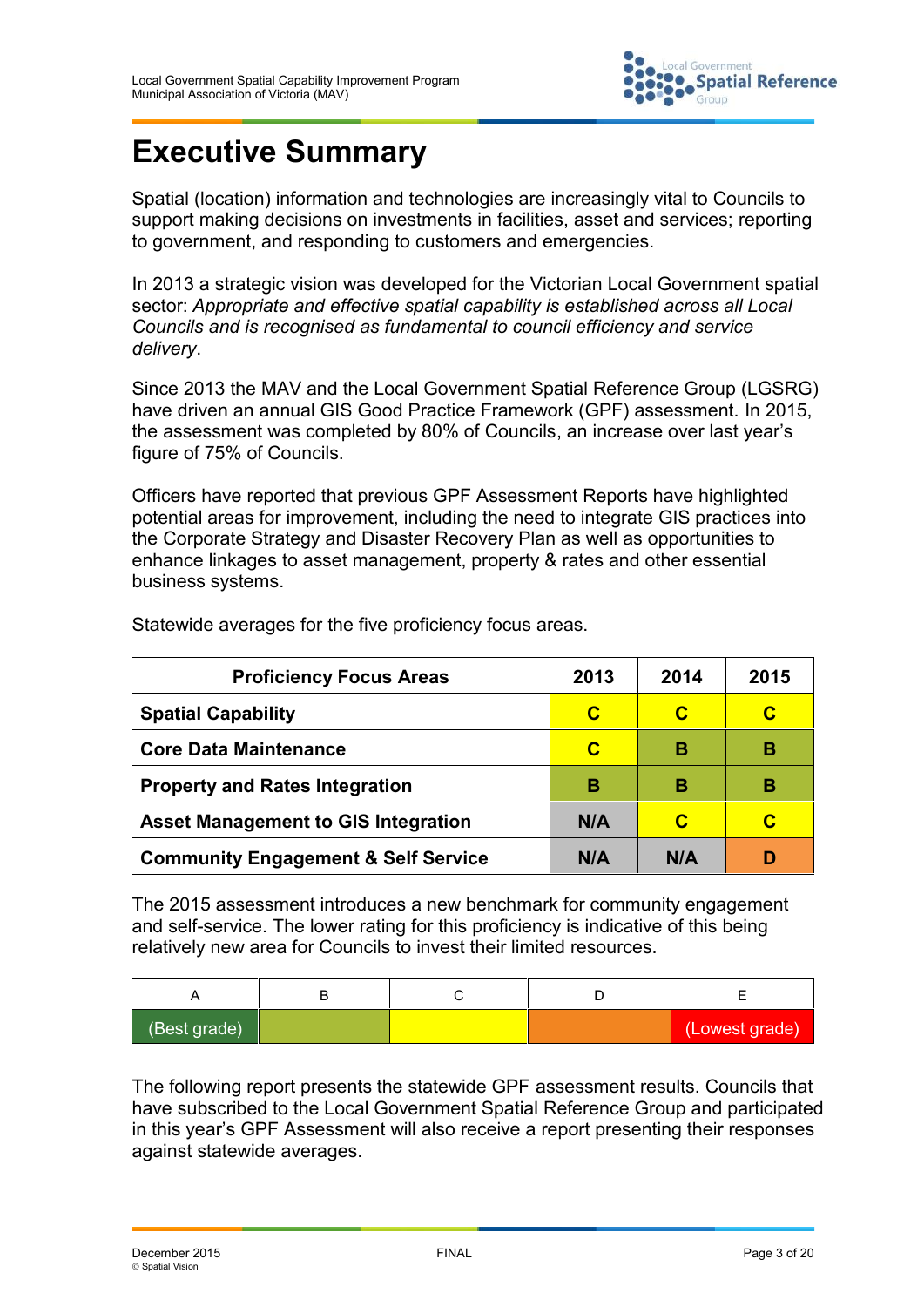# Executive Summary

Spatial (location) information and technologies are increasingly vital to Councils to support making decisions on investments in facilities, asset and services; reporting to government, and responding to customers and emergencies.

In 2013 a strategic vision was developed for the Victorian Local Government spatial sector: *Appropriate and effective spatial capability is established across all Local Councils and is recognised as fundamental to council efficiency and service delivery*.

Since 2013 the MAV and the Local Government Spatial Reference Group (LGSRG) have driven an annual GIS Good Practice Framework (GPF) assessment. In 2015, the assessment was completed by 80% of Councils, an increase over last year's figure of 75% of Councils.

Officers have reported that previous GPF Assessment Reports have highlighted potential areas for improvement, including the need to integrate GIS practices into the Corporate Strategy and Disaster Recovery Plan as well as opportunities to enhance linkages to asset management, property & rates and other essential business systems.

Statewide averages for the five proficiency focus areas.

| Proficiency Focus Areas | 2013 | 2014 | 2015 |
|---|---|---|---|
| **Spatial Capability** | **C** | **C** | **C** |
| **Core Data Maintenance** | **C** | **B** | **B** |
| **Property and Rates Integration** | **B** | **B** | **B** |
| **Asset Management to GIS Integration** | **N/A** | **C** | **C** |
| **Community Engagement & Self Service** | **N/A** | **N/A** | **D** |

The 2015 assessment introduces a new benchmark for community engagement and self-service. The lower rating for this proficiency is indicative of this being relatively new area for Councils to invest their limited resources.

| A | B | C | D | E |
|---|---|---|---|---|
| (Best grade) | | | | (Lowest grade) |

The following report presents the statewide GPF assessment results. Councils that have subscribed to the Local Government Spatial Reference Group and participated in this year's GPF Assessment will also receive a report presenting their responses against statewide averages.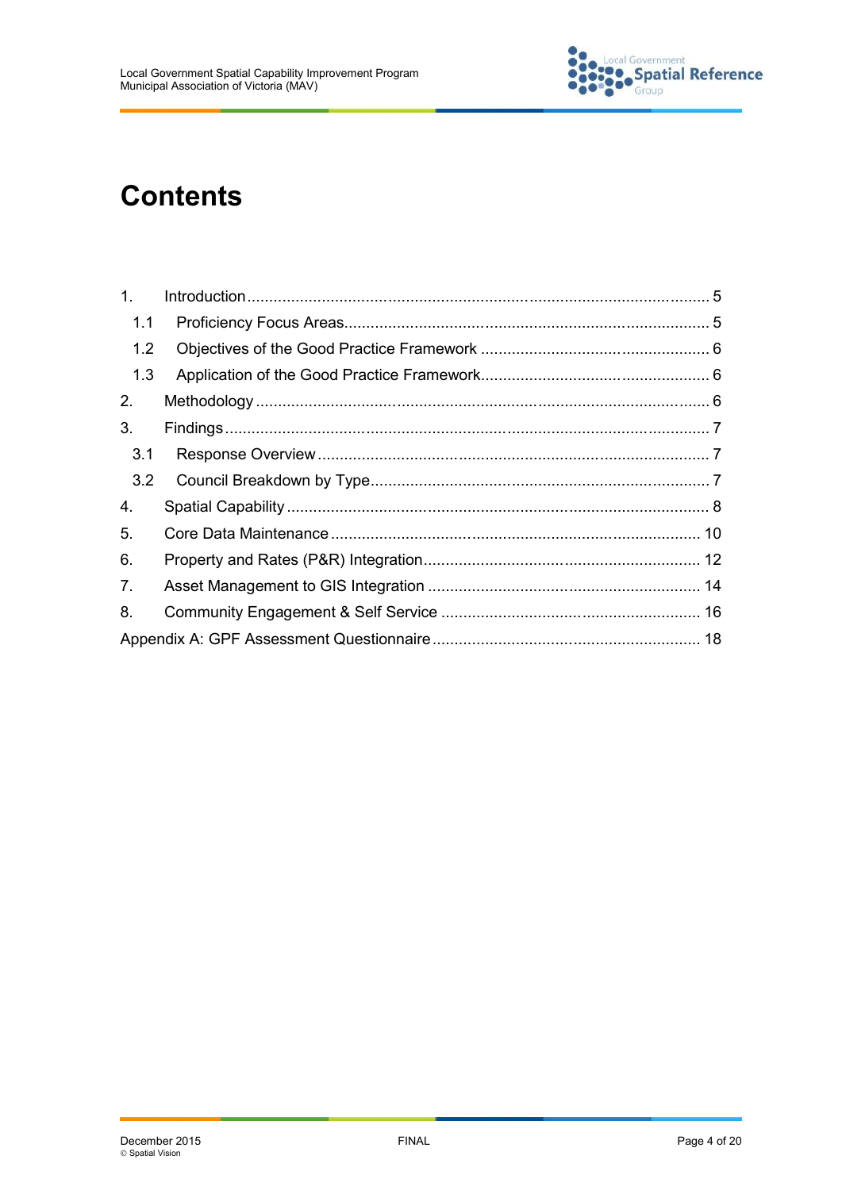# Contents

1. Introduction ..... 5
   1.1 Proficiency Focus Areas ..... 5
   1.2 Objectives of the Good Practice Framework ..... 6
   1.3 Application of the Good Practice Framework ..... 6
2. Methodology ..... 6
3. Findings ..... 7
   3.1 Response Overview ..... 7
   3.2 Council Breakdown by Type ..... 7
4. Spatial Capability ..... 8
5. Core Data Maintenance ..... 10
6. Property and Rates (P&R) Integration ..... 12
7. Asset Management to GIS Integration ..... 14
8. Community Engagement & Self Service ..... 16

Appendix A: GPF Assessment Questionnaire ..... 18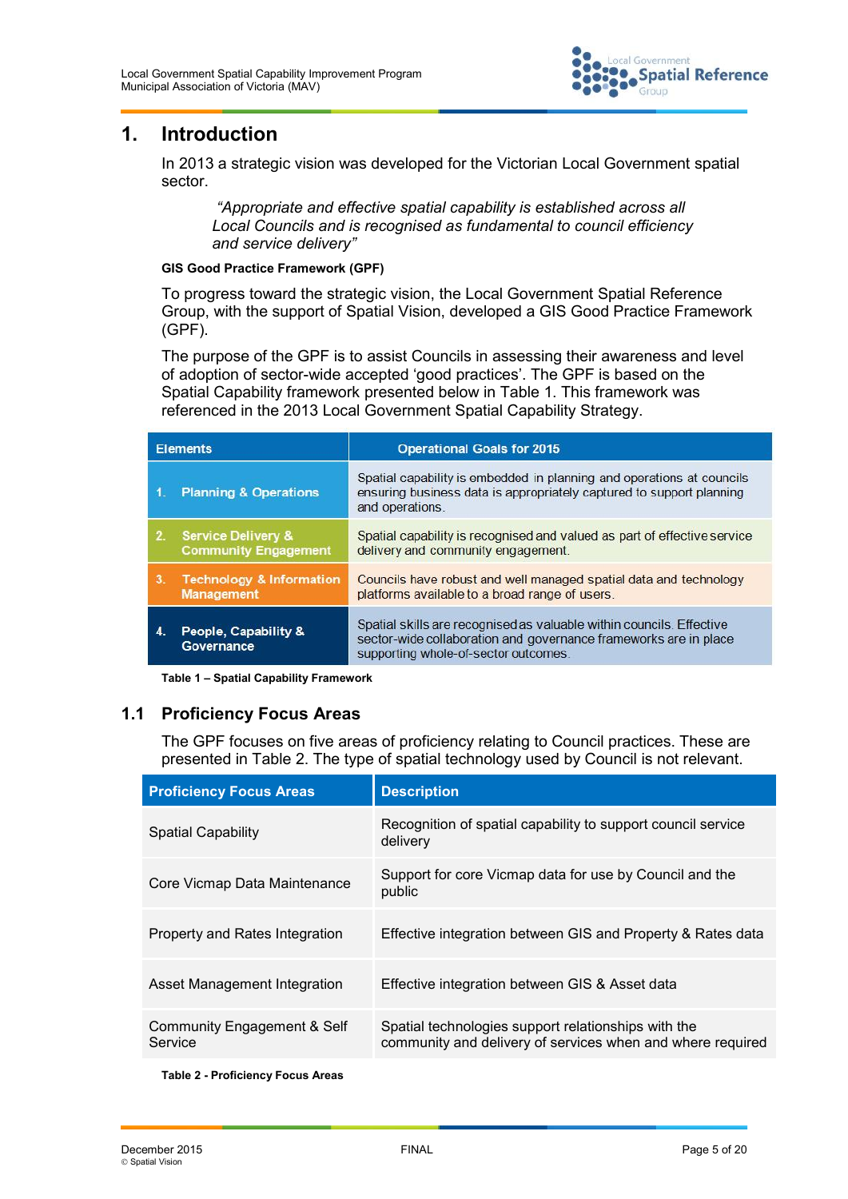# 1. Introduction

In 2013 a strategic vision was developed for the Victorian Local Government spatial sector.

> *"Appropriate and effective spatial capability is established across all Local Councils and is recognised as fundamental to council efficiency and service delivery"*

**GIS Good Practice Framework (GPF)**

To progress toward the strategic vision, the Local Government Spatial Reference Group, with the support of Spatial Vision, developed a GIS Good Practice Framework (GPF).

The purpose of the GPF is to assist Councils in assessing their awareness and level of adoption of sector-wide accepted 'good practices'. The GPF is based on the Spatial Capability framework presented below in Table 1. This framework was referenced in the 2013 Local Government Spatial Capability Strategy.

| Elements | Operational Goals for 2015 |
|---|---|
| 1. Planning & Operations | Spatial capability is embedded in planning and operations at councils ensuring business data is appropriately captured to support planning and operations. |
| 2. Service Delivery & Community Engagement | Spatial capability is recognised and valued as part of effective service delivery and community engagement. |
| 3. Technology & Information Management | Councils have robust and well managed spatial data and technology platforms available to a broad range of users. |
| 4. People, Capability & Governance | Spatial skills are recognised as valuable within councils. Effective sector-wide collaboration and governance frameworks are in place supporting whole-of-sector outcomes. |

**Table 1 – Spatial Capability Framework**

## 1.1 Proficiency Focus Areas

The GPF focuses on five areas of proficiency relating to Council practices. These are presented in Table 2. The type of spatial technology used by Council is not relevant.

| Proficiency Focus Areas | Description |
|---|---|
| Spatial Capability | Recognition of spatial capability to support council service delivery |
| Core Vicmap Data Maintenance | Support for core Vicmap data for use by Council and the public |
| Property and Rates Integration | Effective integration between GIS and Property & Rates data |
| Asset Management Integration | Effective integration between GIS & Asset data |
| Community Engagement & Self Service | Spatial technologies support relationships with the community and delivery of services when and where required |

**Table 2 - Proficiency Focus Areas**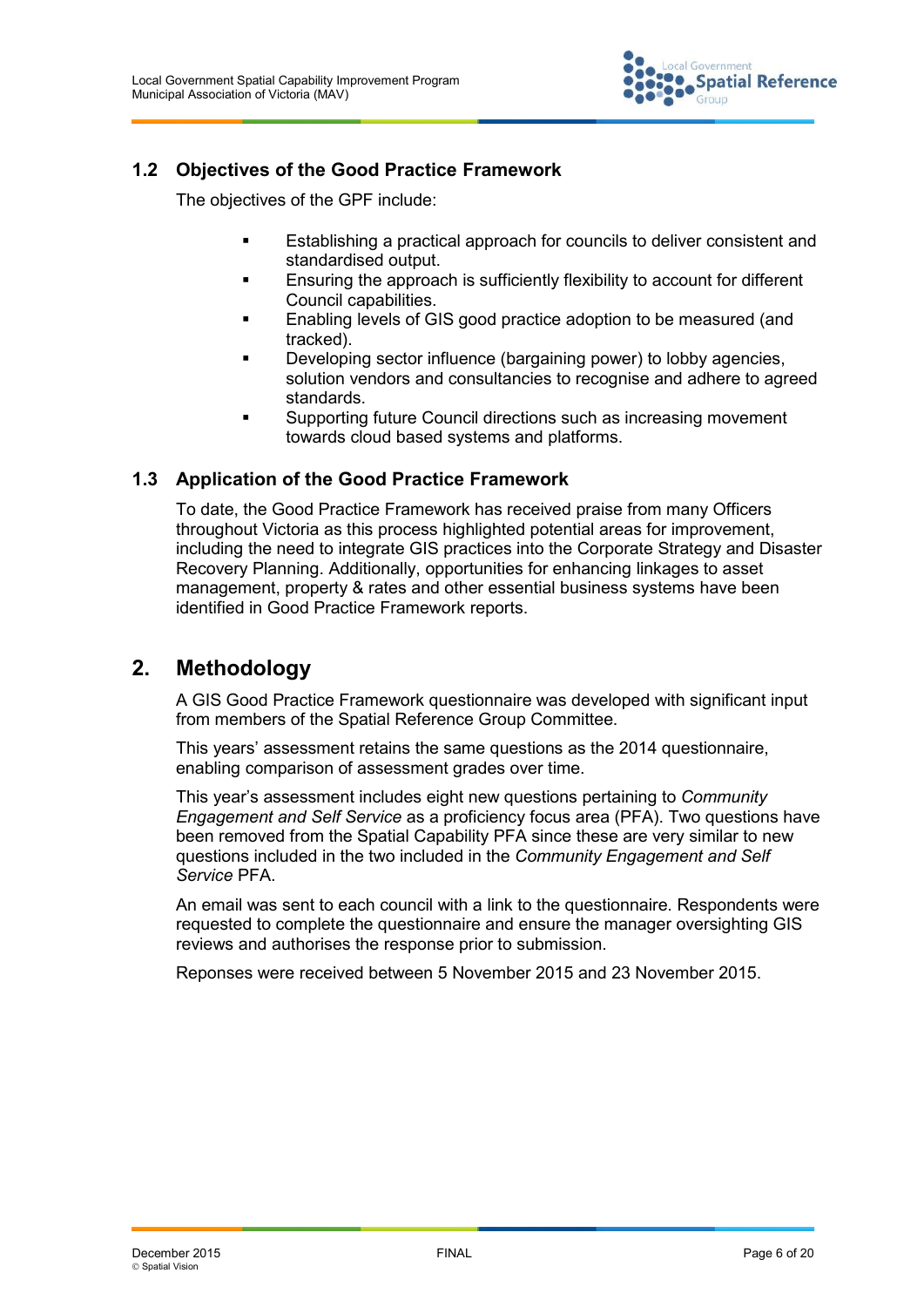### 1.2 Objectives of the Good Practice Framework

The objectives of the GPF include:

- Establishing a practical approach for councils to deliver consistent and standardised output.
- Ensuring the approach is sufficiently flexibility to account for different Council capabilities.
- Enabling levels of GIS good practice adoption to be measured (and tracked).
- Developing sector influence (bargaining power) to lobby agencies, solution vendors and consultancies to recognise and adhere to agreed standards.
- Supporting future Council directions such as increasing movement towards cloud based systems and platforms.

### 1.3 Application of the Good Practice Framework

To date, the Good Practice Framework has received praise from many Officers throughout Victoria as this process highlighted potential areas for improvement, including the need to integrate GIS practices into the Corporate Strategy and Disaster Recovery Planning. Additionally, opportunities for enhancing linkages to asset management, property & rates and other essential business systems have been identified in Good Practice Framework reports.

## 2. Methodology

A GIS Good Practice Framework questionnaire was developed with significant input from members of the Spatial Reference Group Committee.

This years' assessment retains the same questions as the 2014 questionnaire, enabling comparison of assessment grades over time.

This year's assessment includes eight new questions pertaining to *Community Engagement and Self Service* as a proficiency focus area (PFA). Two questions have been removed from the Spatial Capability PFA since these are very similar to new questions included in the two included in the *Community Engagement and Self Service* PFA.

An email was sent to each council with a link to the questionnaire. Respondents were requested to complete the questionnaire and ensure the manager oversighting GIS reviews and authorises the response prior to submission.

Reponses were received between 5 November 2015 and 23 November 2015.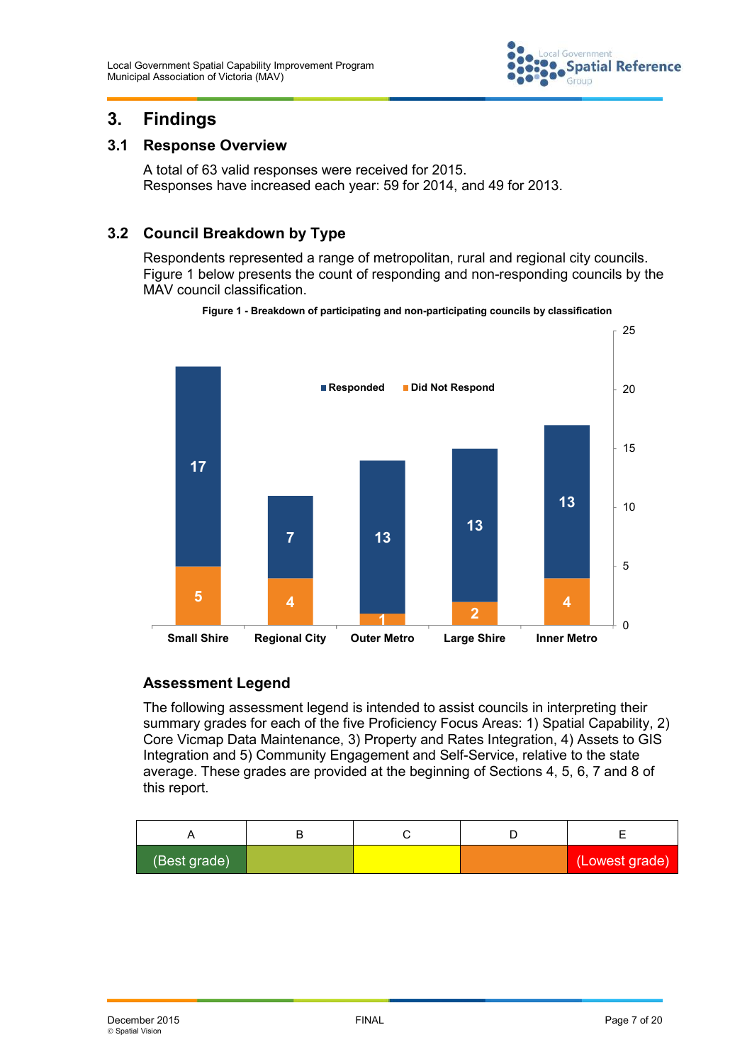# 3. Findings

## 3.1 Response Overview

A total of 63 valid responses were received for 2015.
Responses have increased each year: 59 for 2014, and 49 for 2013.

## 3.2 Council Breakdown by Type

Respondents represented a range of metropolitan, rural and regional city councils. Figure 1 below presents the count of responding and non-responding councils by the MAV council classification.

**Figure 1 - Breakdown of participating and non-participating councils by classification**

| Classification | Responded | Did Not Respond |
|---|---|---|
| Small Shire | 17 | 5 |
| Regional City | 7 | 4 |
| Outer Metro | 13 | 1 |
| Large Shire | 13 | 2 |
| Inner Metro | 13 | 4 |

### Assessment Legend

The following assessment legend is intended to assist councils in interpreting their summary grades for each of the five Proficiency Focus Areas: 1) Spatial Capability, 2) Core Vicmap Data Maintenance, 3) Property and Rates Integration, 4) Assets to GIS Integration and 5) Community Engagement and Self-Service, relative to the state average. These grades are provided at the beginning of Sections 4, 5, 6, 7 and 8 of this report.

| A | B | C | D | E |
|---|---|---|---|---|
| (Best grade) | | | | (Lowest grade) |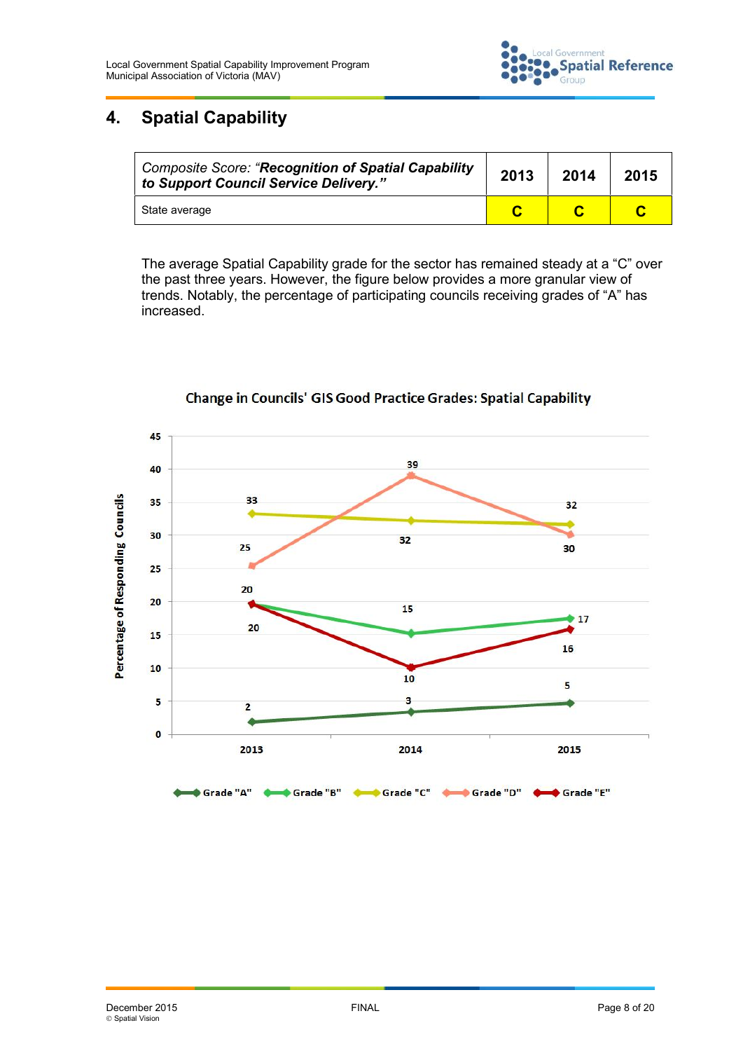# 4. Spatial Capability

| Composite Score: "**Recognition of Spatial Capability to Support Council Service Delivery.**" | 2013 | 2014 | 2015 |
|---|---|---|---|
| State average | **C** | **C** | **C** |

The average Spatial Capability grade for the sector has remained steady at a "C" over the past three years. However, the figure below provides a more granular view of trends. Notably, the percentage of participating councils receiving grades of "A" has increased.

**Change in Councils' GIS Good Practice Grades: Spatial Capability**

Percentage of Responding Councils

| Grade | 2013 | 2014 | 2015 |
|---|---|---|---|
| Grade "A" | 2 | 3 | 5 |
| Grade "B" | 20 | 15 | 17 |
| Grade "C" | 33 | 32 | 32 |
| Grade "D" | 25 | 39 | 30 |
| Grade "E" | 20 | 10 | 16 |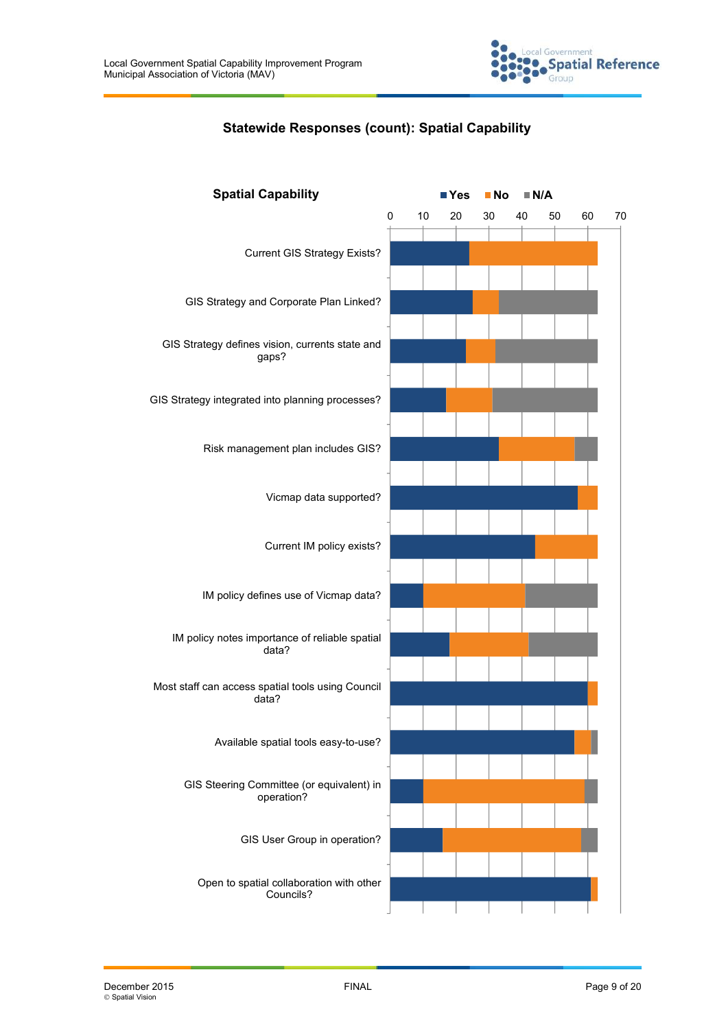## Statewide Responses (count): Spatial Capability

**Spatial Capability**

Legend: Yes, No, N/A

Axis: 0, 10, 20, 30, 40, 50, 60, 70

- Current GIS Strategy Exists?
- GIS Strategy and Corporate Plan Linked?
- GIS Strategy defines vision, currents state and gaps?
- GIS Strategy integrated into planning processes?
- Risk management plan includes GIS?
- Vicmap data supported?
- Current IM policy exists?
- IM policy defines use of Vicmap data?
- IM policy notes importance of reliable spatial data?
- Most staff can access spatial tools using Council data?
- Available spatial tools easy-to-use?
- GIS Steering Committee (or equivalent) in operation?
- GIS User Group in operation?
- Open to spatial collaboration with other Councils?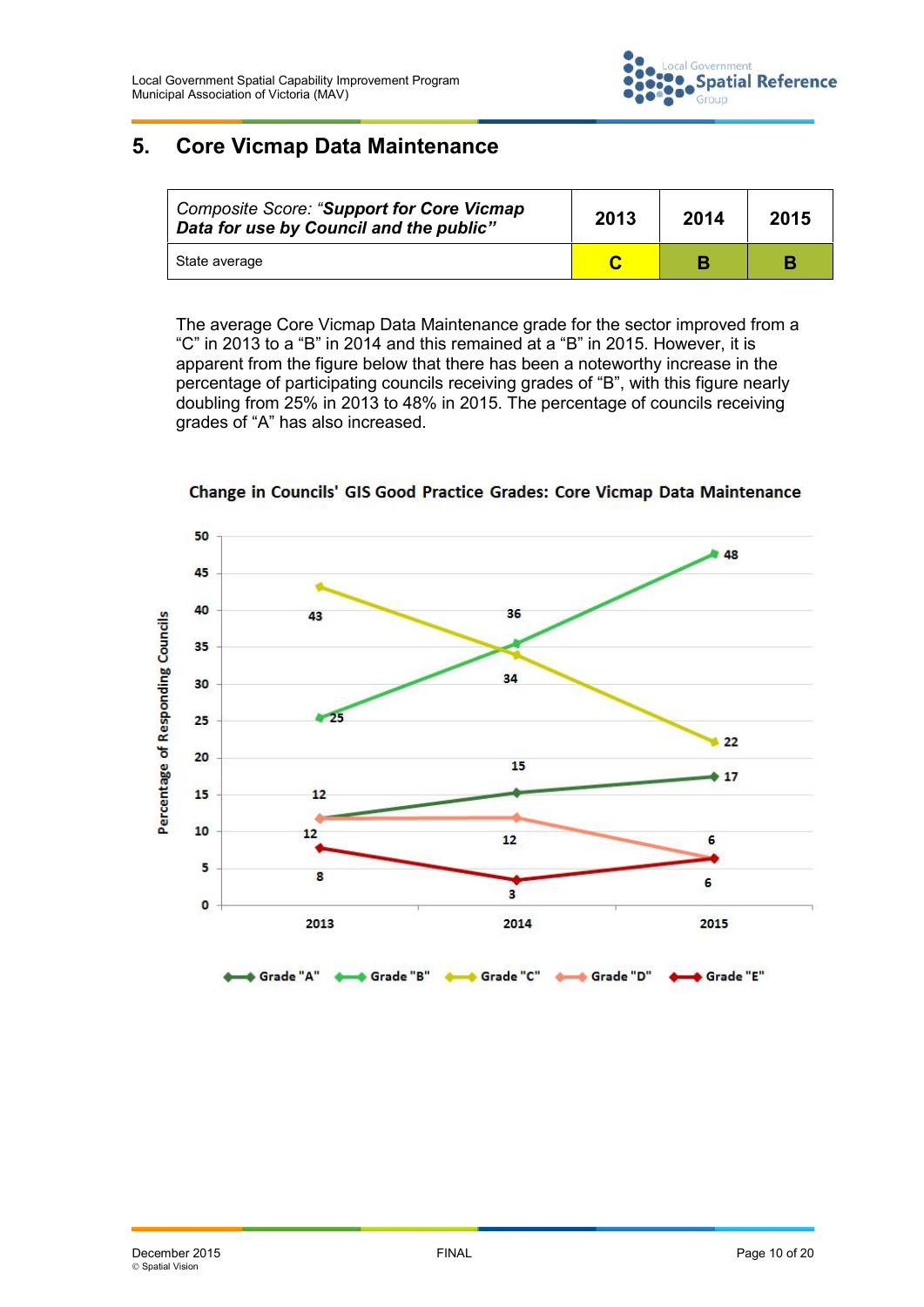## 5. Core Vicmap Data Maintenance

| *Composite Score: "**Support for Core Vicmap Data for use by Council and the public**"* | **2013** | **2014** | **2015** |
|---|---|---|---|
| State average | **C** | **B** | **B** |

The average Core Vicmap Data Maintenance grade for the sector improved from a "C" in 2013 to a "B" in 2014 and this remained at a "B" in 2015. However, it is apparent from the figure below that there has been a noteworthy increase in the percentage of participating councils receiving grades of "B", with this figure nearly doubling from 25% in 2013 to 48% in 2015. The percentage of councils receiving grades of "A" has also increased.

**Change in Councils' GIS Good Practice Grades: Core Vicmap Data Maintenance**

Percentage of Responding Councils

| Grade | 2013 | 2014 | 2015 |
|---|---|---|---|
| Grade "A" | 12 | 15 | 17 |
| Grade "B" | 25 | 36 | 48 |
| Grade "C" | 43 | 34 | 22 |
| Grade "D" | 12 | 12 | 6 |
| Grade "E" | 8 | 3 | 6 |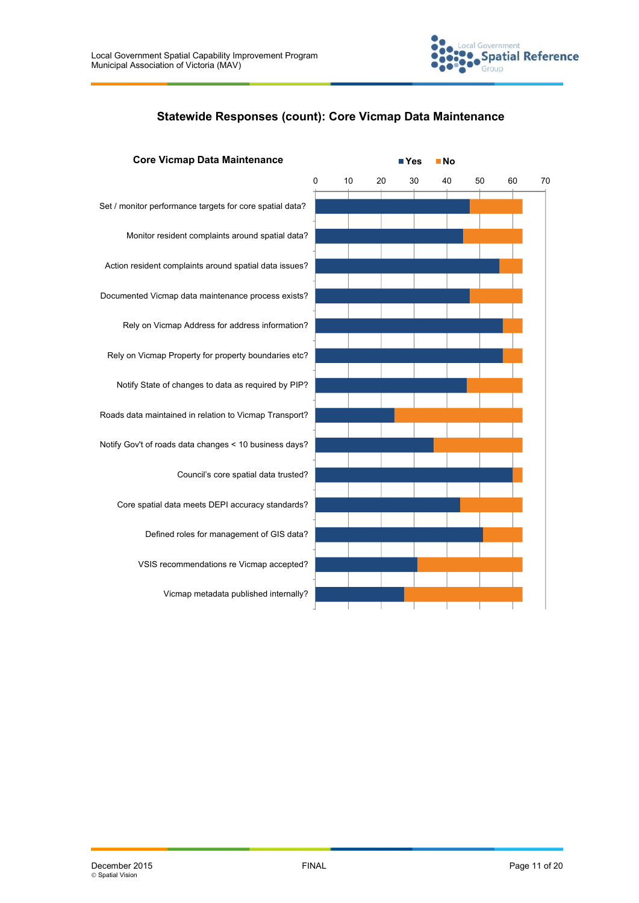## Statewide Responses (count): Core Vicmap Data Maintenance

**Core Vicmap Data Maintenance**

■ Yes ■ No

0 10 20 30 40 50 60 70

Set / monitor performance targets for core spatial data?

Monitor resident complaints around spatial data?

Action resident complaints around spatial data issues?

Documented Vicmap data maintenance process exists?

Rely on Vicmap Address for address information?

Rely on Vicmap Property for property boundaries etc?

Notify State of changes to data as required by PIP?

Roads data maintained in relation to Vicmap Transport?

Notify Gov't of roads data changes < 10 business days?

Council's core spatial data trusted?

Core spatial data meets DEPI accuracy standards?

Defined roles for management of GIS data?

VSIS recommendations re Vicmap accepted?

Vicmap metadata published internally?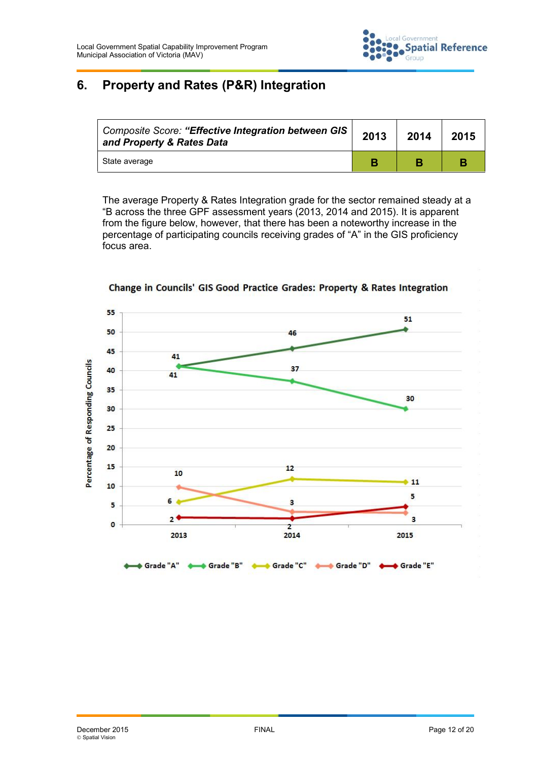## 6. Property and Rates (P&R) Integration

| *Composite Score: **"Effective Integration between GIS and Property & Rates Data*** | 2013 | 2014 | 2015 |
|---|---|---|---|
| State average | B | B | B |

The average Property & Rates Integration grade for the sector remained steady at a "B across the three GPF assessment years (2013, 2014 and 2015). It is apparent from the figure below, however, that there has been a noteworthy increase in the percentage of participating councils receiving grades of "A" in the GIS proficiency focus area.

**Change in Councils' GIS Good Practice Grades: Property & Rates Integration**

Percentage of Responding Councils

| Grade | 2013 | 2014 | 2015 |
|---|---|---|---|
| Grade "A" | 41 | 46 | 51 |
| Grade "B" | 41 | 37 | 30 |
| Grade "C" | 6 | 12 | 11 |
| Grade "D" | 10 | 3 | 3 |
| Grade "E" | 2 | 2 | 5 |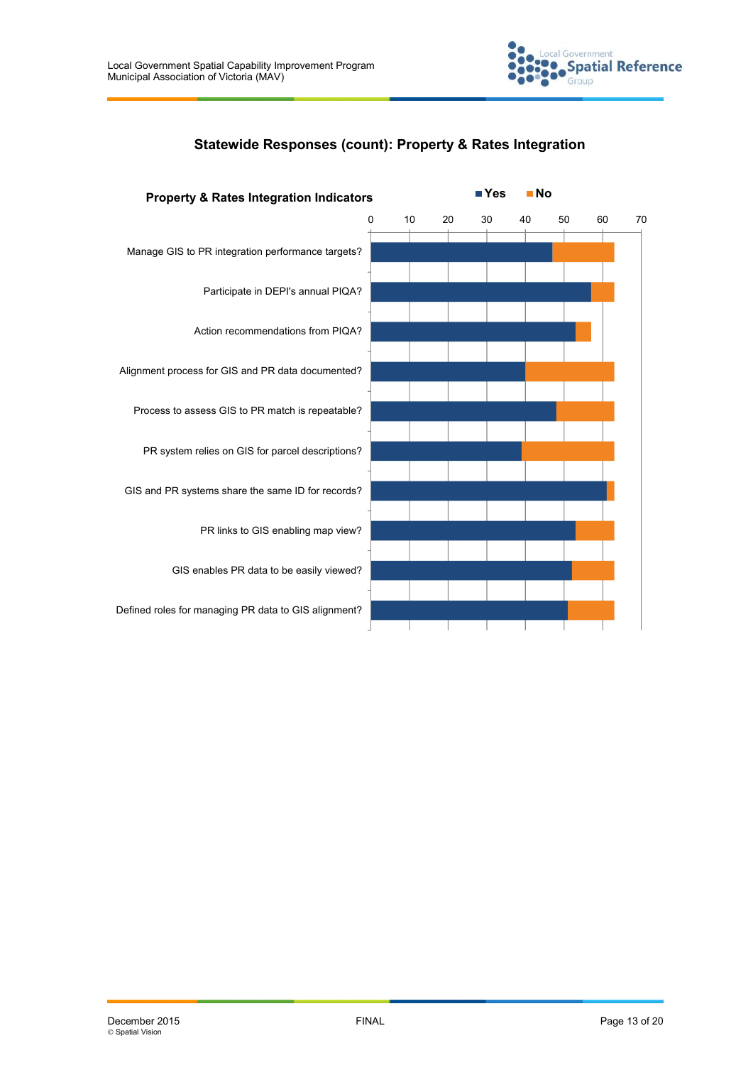## Statewide Responses (count): Property & Rates Integration

**Property & Rates Integration Indicators**

■ Yes ■ No

| Indicator | Yes | No |
|---|---|---|
| Manage GIS to PR integration performance targets? | 47 | 16 |
| Participate in DEPI's annual PIQA? | 57 | 6 |
| Action recommendations from PIQA? | 53 | 4 |
| Alignment process for GIS and PR data documented? | 40 | 23 |
| Process to assess GIS to PR match is repeatable? | 48 | 15 |
| PR system relies on GIS for parcel descriptions? | 39 | 24 |
| GIS and PR systems share the same ID for records? | 61 | 2 |
| PR links to GIS enabling map view? | 53 | 10 |
| GIS enables PR data to be easily viewed? | 52 | 11 |
| Defined roles for managing PR data to GIS alignment? | 51 | 12 |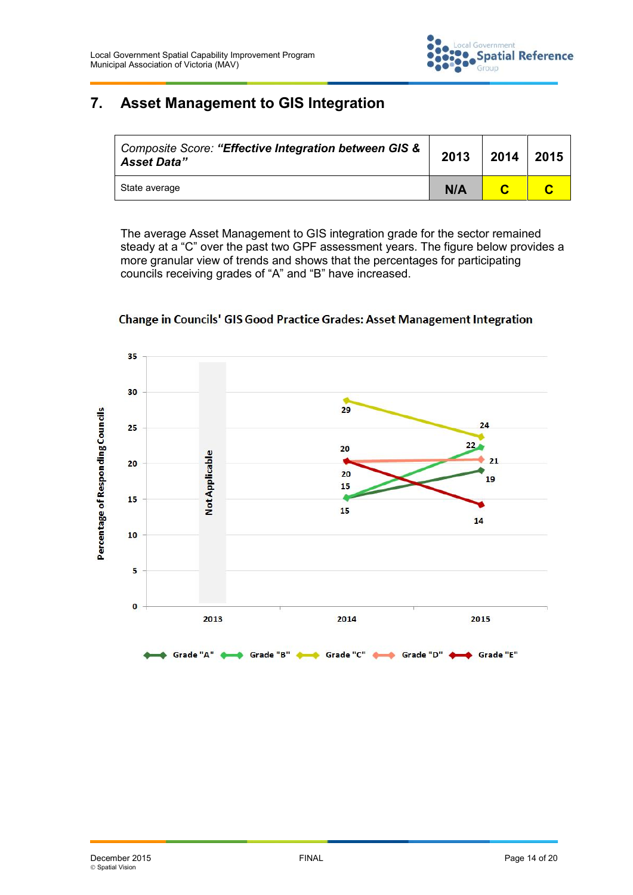# 7. Asset Management to GIS Integration

| *Composite Score: **"Effective Integration between GIS & Asset Data"*** | 2013 | 2014 | 2015 |
|---|---|---|---|
| State average | N/A | C | C |

The average Asset Management to GIS integration grade for the sector remained steady at a "C" over the past two GPF assessment years. The figure below provides a more granular view of trends and shows that the percentages for participating councils receiving grades of "A" and "B" have increased.

**Change in Councils' GIS Good Practice Grades: Asset Management Integration**

| Grade | 2013 | 2014 | 2015 |
|---|---|---|---|
| Grade "A" | Not Applicable | 15 | 19 |
| Grade "B" | Not Applicable | 15 | 22 |
| Grade "C" | Not Applicable | 29 | 24 |
| Grade "D" | Not Applicable | 20 | 21 |
| Grade "E" | Not Applicable | 20 | 14 |

Percentage of Responding Councils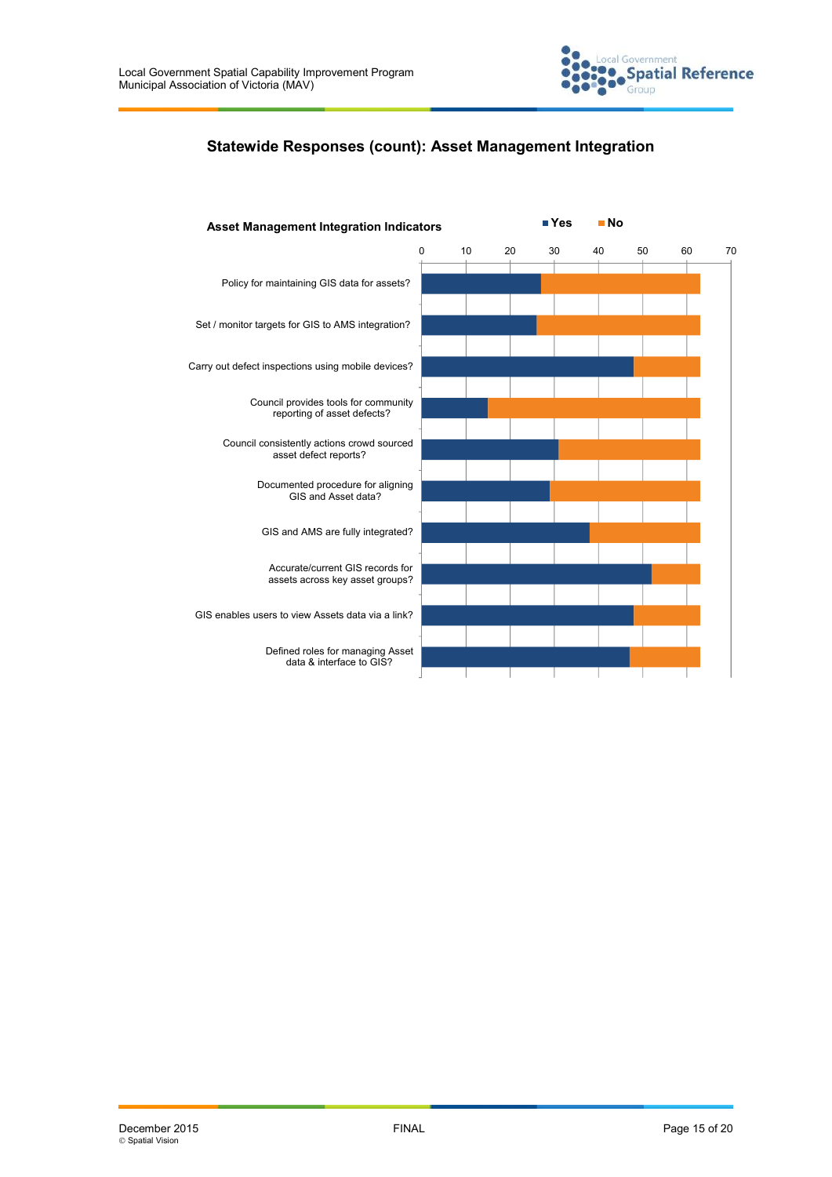## Statewide Responses (count): Asset Management Integration

**Asset Management Integration Indicators**

Yes | No

0 10 20 30 40 50 60 70

Policy for maintaining GIS data for assets?

Set / monitor targets for GIS to AMS integration?

Carry out defect inspections using mobile devices?

Council provides tools for community reporting of asset defects?

Council consistently actions crowd sourced asset defect reports?

Documented procedure for aligning GIS and Asset data?

GIS and AMS are fully integrated?

Accurate/current GIS records for assets across key asset groups?

GIS enables users to view Assets data via a link?

Defined roles for managing Asset data & interface to GIS?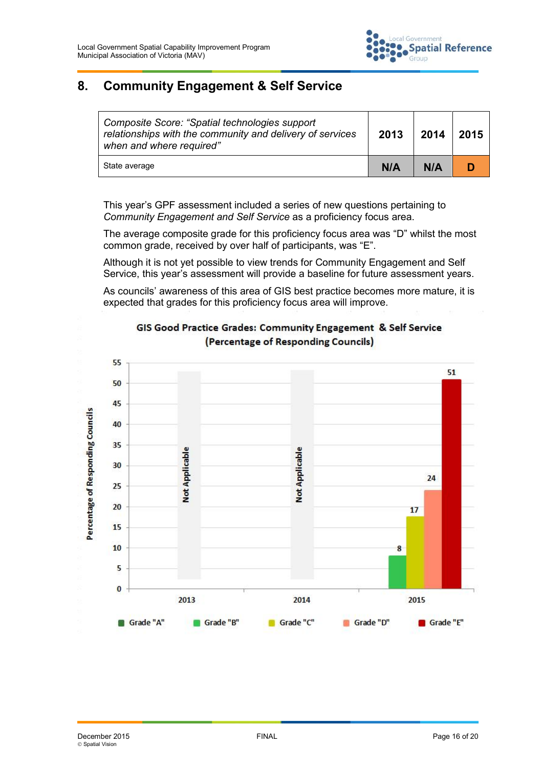## 8. Community Engagement & Self Service

| *Composite Score: "Spatial technologies support relationships with the community and delivery of services when and where required"* | 2013 | 2014 | 2015 |
|---|---|---|---|
| State average | N/A | N/A | D |

This year's GPF assessment included a series of new questions pertaining to *Community Engagement and Self Service* as a proficiency focus area.

The average composite grade for this proficiency focus area was "D" whilst the most common grade, received by over half of participants, was "E".

Although it is not yet possible to view trends for Community Engagement and Self Service, this year's assessment will provide a baseline for future assessment years.

As councils' awareness of this area of GIS best practice becomes more mature, it is expected that grades for this proficiency focus area will improve.

**GIS Good Practice Grades: Community Engagement & Self Service (Percentage of Responding Councils)**

| Year | Grade "A" | Grade "B" | Grade "C" | Grade "D" | Grade "E" |
|---|---|---|---|---|---|
| 2013 | Not Applicable | | | | |
| 2014 | Not Applicable | | | | |
| 2015 | | 8 | 17 | 24 | 51 |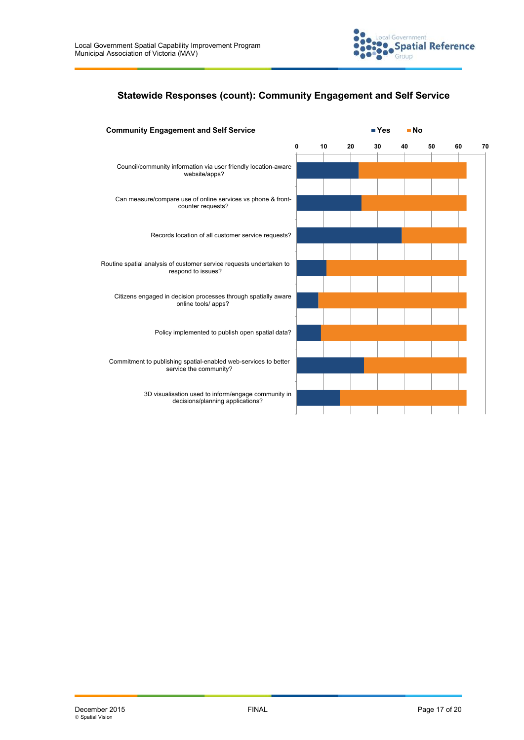## Statewide Responses (count): Community Engagement and Self Service

**Community Engagement and Self Service**

■ Yes ■ No

0 10 20 30 40 50 60 70

Council/community information via user friendly location-aware website/apps?

Can measure/compare use of online services vs phone & front-counter requests?

Records location of all customer service requests?

Routine spatial analysis of customer service requests undertaken to respond to issues?

Citizens engaged in decision processes through spatially aware online tools/ apps?

Policy implemented to publish open spatial data?

Commitment to publishing spatial-enabled web-services to better service the community?

3D visualisation used to inform/engage community in decisions/planning applications?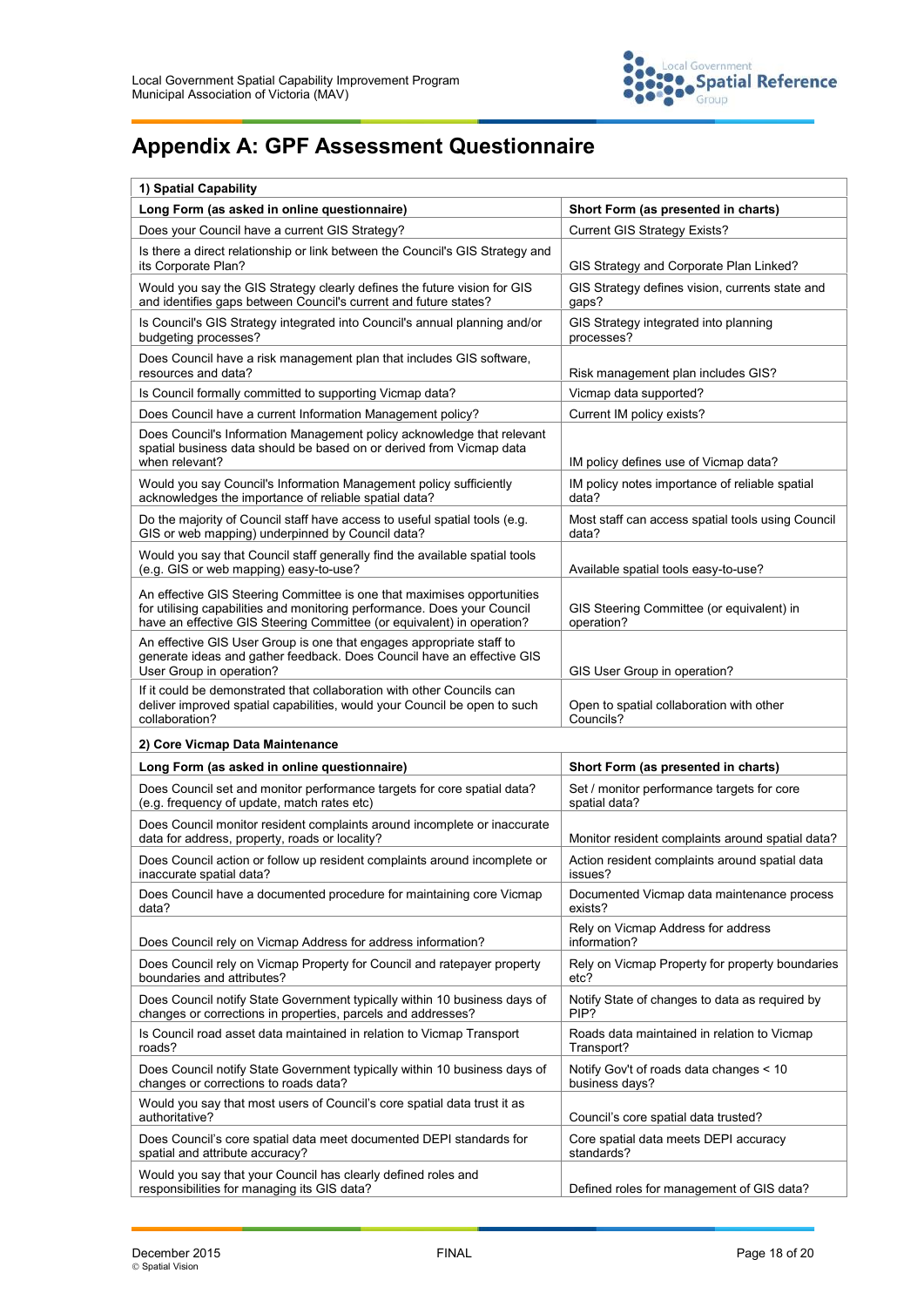# Appendix A: GPF Assessment Questionnaire

| 1) Spatial Capability | |
|---|---|
| **Long Form (as asked in online questionnaire)** | **Short Form (as presented in charts)** |
| Does your Council have a current GIS Strategy? | Current GIS Strategy Exists? |
| Is there a direct relationship or link between the Council's GIS Strategy and its Corporate Plan? | GIS Strategy and Corporate Plan Linked? |
| Would you say the GIS Strategy clearly defines the future vision for GIS and identifies gaps between Council's current and future states? | GIS Strategy defines vision, currents state and gaps? |
| Is Council's GIS Strategy integrated into Council's annual planning and/or budgeting processes? | GIS Strategy integrated into planning processes? |
| Does Council have a risk management plan that includes GIS software, resources and data? | Risk management plan includes GIS? |
| Is Council formally committed to supporting Vicmap data? | Vicmap data supported? |
| Does Council have a current Information Management policy? | Current IM policy exists? |
| Does Council's Information Management policy acknowledge that relevant spatial business data should be based on or derived from Vicmap data when relevant? | IM policy defines use of Vicmap data? |
| Would you say Council's Information Management policy sufficiently acknowledges the importance of reliable spatial data? | IM policy notes importance of reliable spatial data? |
| Do the majority of Council staff have access to useful spatial tools (e.g. GIS or web mapping) underpinned by Council data? | Most staff can access spatial tools using Council data? |
| Would you say that Council staff generally find the available spatial tools (e.g. GIS or web mapping) easy-to-use? | Available spatial tools easy-to-use? |
| An effective GIS Steering Committee is one that maximises opportunities for utilising capabilities and monitoring performance. Does your Council have an effective GIS Steering Committee (or equivalent) in operation? | GIS Steering Committee (or equivalent) in operation? |
| An effective GIS User Group is one that engages appropriate staff to generate ideas and gather feedback. Does Council have an effective GIS User Group in operation? | GIS User Group in operation? |
| If it could be demonstrated that collaboration with other Councils can deliver improved spatial capabilities, would your Council be open to such collaboration? | Open to spatial collaboration with other Councils? |
| **2) Core Vicmap Data Maintenance** | |
| **Long Form (as asked in online questionnaire)** | **Short Form (as presented in charts)** |
| Does Council set and monitor performance targets for core spatial data? (e.g. frequency of update, match rates etc) | Set / monitor performance targets for core spatial data? |
| Does Council monitor resident complaints around incomplete or inaccurate data for address, property, roads or locality? | Monitor resident complaints around spatial data? |
| Does Council action or follow up resident complaints around incomplete or inaccurate spatial data? | Action resident complaints around spatial data issues? |
| Does Council have a documented procedure for maintaining core Vicmap data? | Documented Vicmap data maintenance process exists? |
| Does Council rely on Vicmap Address for address information? | Rely on Vicmap Address for address information? |
| Does Council rely on Vicmap Property for Council and ratepayer property boundaries and attributes? | Rely on Vicmap Property for property boundaries etc? |
| Does Council notify State Government typically within 10 business days of changes or corrections in properties, parcels and addresses? | Notify State of changes to data as required by PIP? |
| Is Council road asset data maintained in relation to Vicmap Transport roads? | Roads data maintained in relation to Vicmap Transport? |
| Does Council notify State Government typically within 10 business days of changes or corrections to roads data? | Notify Gov't of roads data changes < 10 business days? |
| Would you say that most users of Council's core spatial data trust it as authoritative? | Council's core spatial data trusted? |
| Does Council's core spatial data meet documented DEPI standards for spatial and attribute accuracy? | Core spatial data meets DEPI accuracy standards? |
| Would you say that your Council has clearly defined roles and responsibilities for managing its GIS data? | Defined roles for management of GIS data? |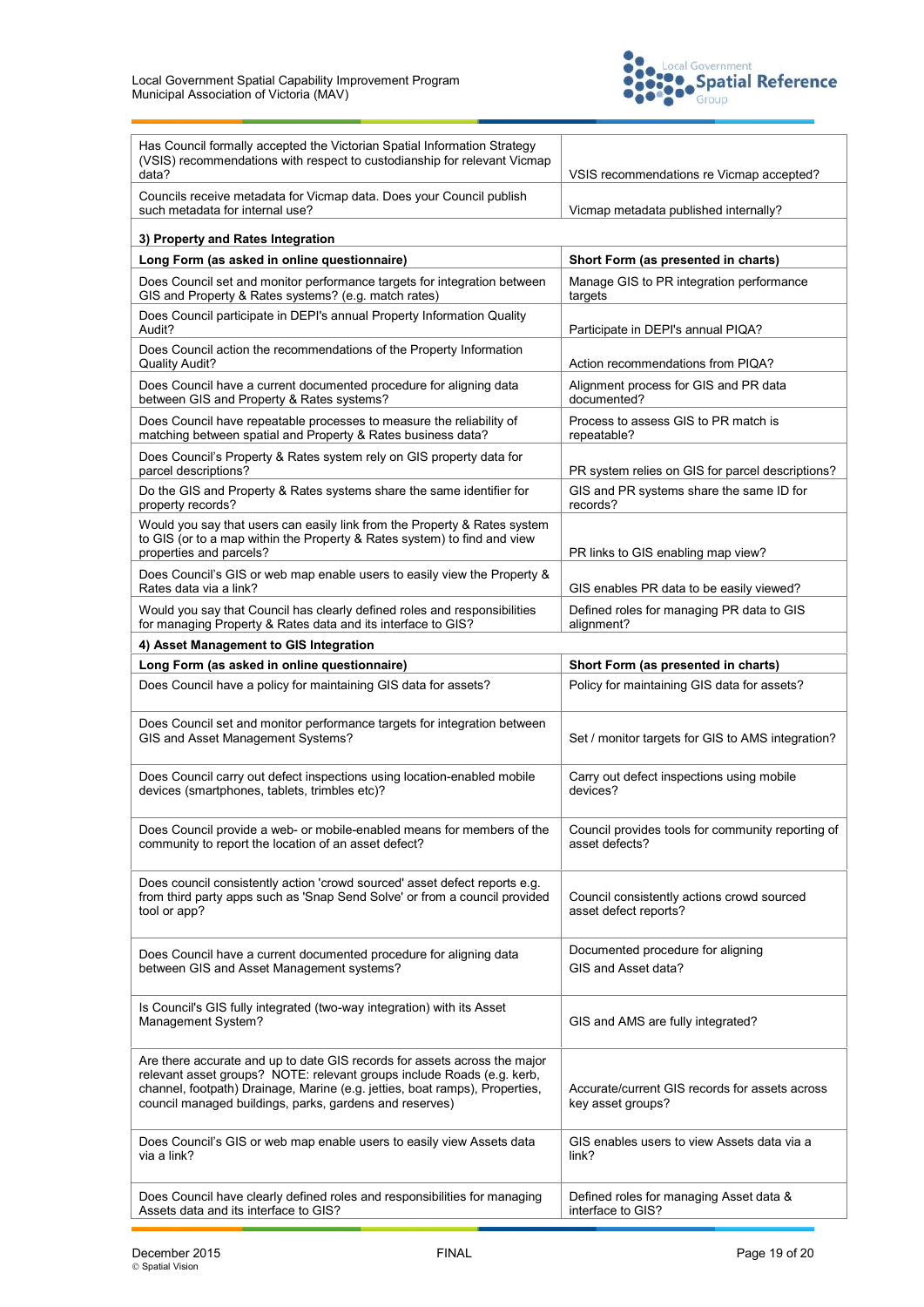| | |
|---|---|
| Has Council formally accepted the Victorian Spatial Information Strategy (VSIS) recommendations with respect to custodianship for relevant Vicmap data? | VSIS recommendations re Vicmap accepted? |
| Councils receive metadata for Vicmap data. Does your Council publish such metadata for internal use? | Vicmap metadata published internally? |

**3) Property and Rates Integration**

| Long Form (as asked in online questionnaire) | Short Form (as presented in charts) |
|---|---|
| Does Council set and monitor performance targets for integration between GIS and Property & Rates systems? (e.g. match rates) | Manage GIS to PR integration performance targets |
| Does Council participate in DEPI's annual Property Information Quality Audit? | Participate in DEPI's annual PIQA? |
| Does Council action the recommendations of the Property Information Quality Audit? | Action recommendations from PIQA? |
| Does Council have a current documented procedure for aligning data between GIS and Property & Rates systems? | Alignment process for GIS and PR data documented? |
| Does Council have repeatable processes to measure the reliability of matching between spatial and Property & Rates business data? | Process to assess GIS to PR match is repeatable? |
| Does Council's Property & Rates system rely on GIS property data for parcel descriptions? | PR system relies on GIS for parcel descriptions? |
| Do the GIS and Property & Rates systems share the same identifier for property records? | GIS and PR systems share the same ID for records? |
| Would you say that users can easily link from the Property & Rates system to GIS (or to a map within the Property & Rates system) to find and view properties and parcels? | PR links to GIS enabling map view? |
| Does Council's GIS or web map enable users to easily view the Property & Rates data via a link? | GIS enables PR data to be easily viewed? |
| Would you say that Council has clearly defined roles and responsibilities for managing Property & Rates data and its interface to GIS? | Defined roles for managing PR data to GIS alignment? |

**4) Asset Management to GIS Integration**

| Long Form (as asked in online questionnaire) | Short Form (as presented in charts) |
|---|---|
| Does Council have a policy for maintaining GIS data for assets? | Policy for maintaining GIS data for assets? |
| Does Council set and monitor performance targets for integration between GIS and Asset Management Systems? | Set / monitor targets for GIS to AMS integration? |
| Does Council carry out defect inspections using location-enabled mobile devices (smartphones, tablets, trimbles etc)? | Carry out defect inspections using mobile devices? |
| Does Council provide a web- or mobile-enabled means for members of the community to report the location of an asset defect? | Council provides tools for community reporting of asset defects? |
| Does council consistently action 'crowd sourced' asset defect reports e.g. from third party apps such as 'Snap Send Solve' or from a council provided tool or app? | Council consistently actions crowd sourced asset defect reports? |
| Does Council have a current documented procedure for aligning data between GIS and Asset Management systems? | Documented procedure for aligning GIS and Asset data? |
| Is Council's GIS fully integrated (two-way integration) with its Asset Management System? | GIS and AMS are fully integrated? |
| Are there accurate and up to date GIS records for assets across the major relevant asset groups? NOTE: relevant groups include Roads (e.g. kerb, channel, footpath) Drainage, Marine (e.g. jetties, boat ramps), Properties, council managed buildings, parks, gardens and reserves) | Accurate/current GIS records for assets across key asset groups? |
| Does Council's GIS or web map enable users to easily view Assets data via a link? | GIS enables users to view Assets data via a link? |
| Does Council have clearly defined roles and responsibilities for managing Assets data and its interface to GIS? | Defined roles for managing Asset data & interface to GIS? |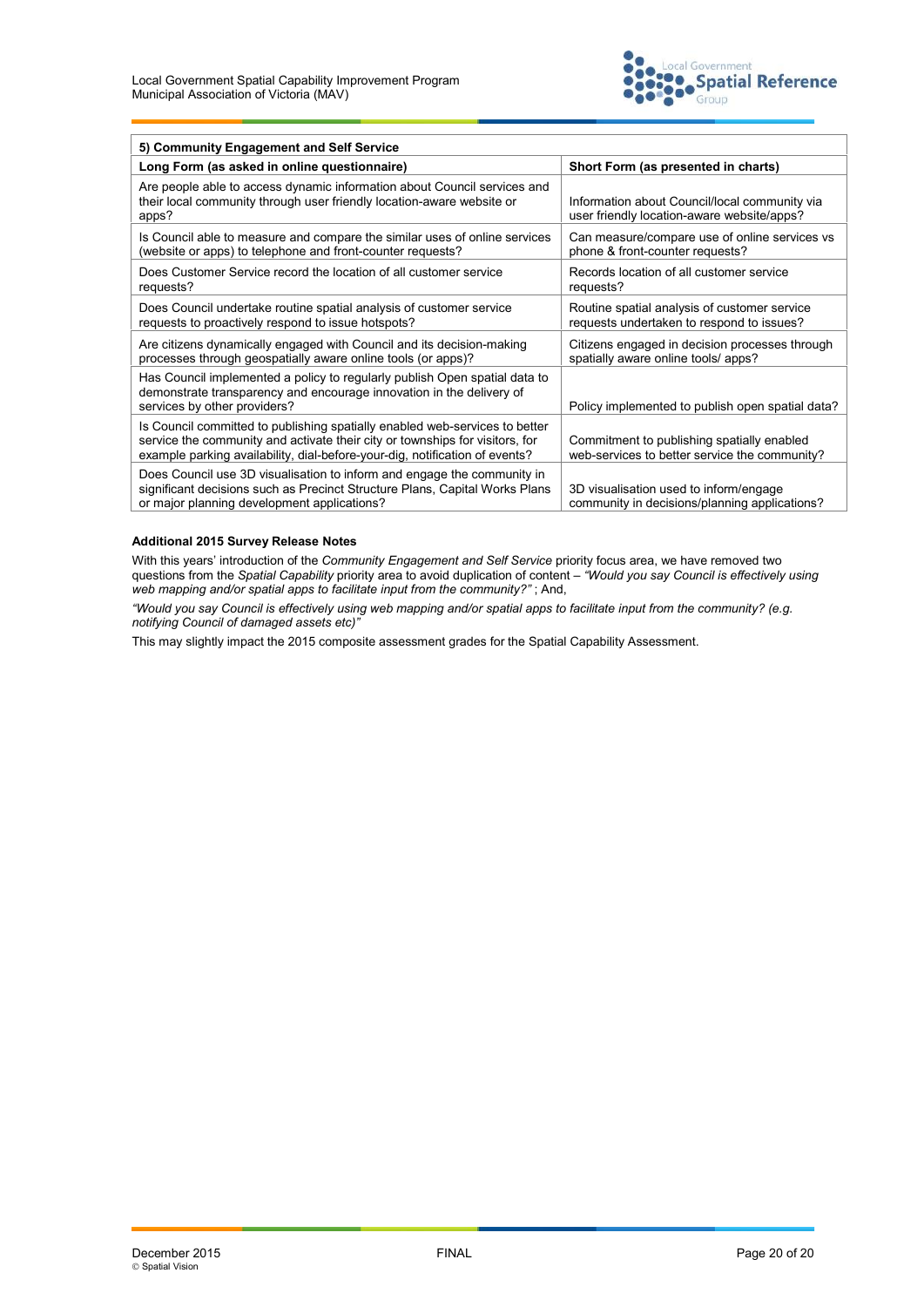| 5) Community Engagement and Self Service | |
|---|---|
| **Long Form (as asked in online questionnaire)** | **Short Form (as presented in charts)** |
| Are people able to access dynamic information about Council services and their local community through user friendly location-aware website or apps? | Information about Council/local community via user friendly location-aware website/apps? |
| Is Council able to measure and compare the similar uses of online services (website or apps) to telephone and front-counter requests? | Can measure/compare use of online services vs phone & front-counter requests? |
| Does Customer Service record the location of all customer service requests? | Records location of all customer service requests? |
| Does Council undertake routine spatial analysis of customer service requests to proactively respond to issue hotspots? | Routine spatial analysis of customer service requests undertaken to respond to issues? |
| Are citizens dynamically engaged with Council and its decision-making processes through geospatially aware online tools (or apps)? | Citizens engaged in decision processes through spatially aware online tools/ apps? |
| Has Council implemented a policy to regularly publish Open spatial data to demonstrate transparency and encourage innovation in the delivery of services by other providers? | Policy implemented to publish open spatial data? |
| Is Council committed to publishing spatially enabled web-services to better service the community and activate their city or townships for visitors, for example parking availability, dial-before-your-dig, notification of events? | Commitment to publishing spatially enabled web-services to better service the community? |
| Does Council use 3D visualisation to inform and engage the community in significant decisions such as Precinct Structure Plans, Capital Works Plans or major planning development applications? | 3D visualisation used to inform/engage community in decisions/planning applications? |

**Additional 2015 Survey Release Notes**

With this years' introduction of the *Community Engagement and Self Service* priority focus area, we have removed two questions from the *Spatial Capability* priority area to avoid duplication of content – *"Would you say Council is effectively using web mapping and/or spatial apps to facilitate input from the community?"* ; And,

*"Would you say Council is effectively using web mapping and/or spatial apps to facilitate input from the community? (e.g. notifying Council of damaged assets etc)"*

This may slightly impact the 2015 composite assessment grades for the Spatial Capability Assessment.